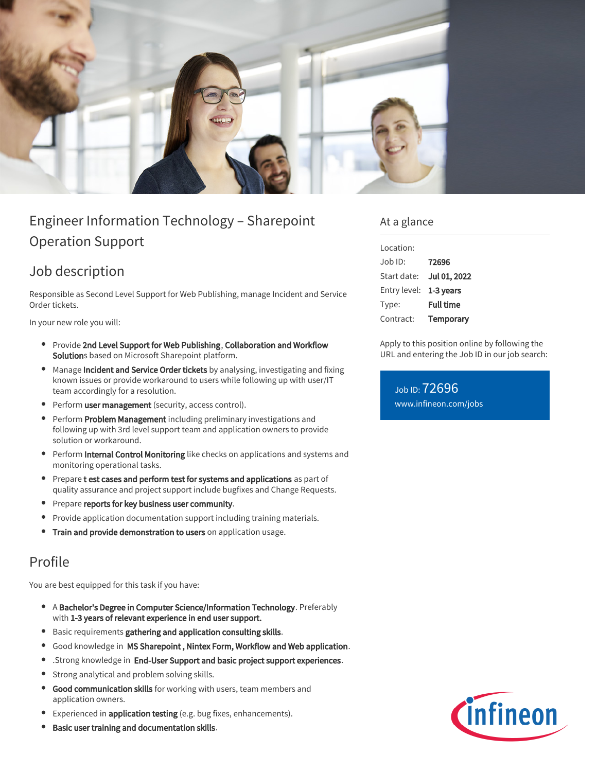# Engineer Information Technology – Sharepoint Operation Support

## Job description

Responsible as Second Level Support for Web Publishing, manage Incident and Service Order tickets.

In your new role you will:

- Provide **2nd Level Support for Web Publishing**, **Collaboration and Workflow Solution**s based on Microsoft Sharepoint platform.
- Manage **Incident and Service Order tickets** by analysing, investigating and fixing known issues or provide workaround to users while following up with user/IT team accordingly for a resolution.
- Perform **user management** (security, access control).
- Perform **Problem Management** including preliminary investigations and following up with 3rd level support team and application owners to provide solution or workaround.
- Perform **Internal Control Monitoring** like checks on applications and systems and monitoring operational tasks.
- Prepare **t est cases and perform test for systems and applications** as part of quality assurance and project support include bugfixes and Change Requests.
- Prepare **reports for key business user community**.
- Provide application documentation support including training materials.
- **Train and provide demonstration to users** on application usage.

## Profile

You are best equipped for this task if you have:

- A **Bachelor's Degree in Computer Science/Information Technology**. Preferably with **1-3 years of relevant experience in end user support.**
- Basic requirements **gathering and application consulting skills**.
- Good knowledge in **MS Sharepoint , Nintex Form, Workflow and Web application**.
- .Strong knowledge in **End-User Support and basic project support experiences**.
- Strong analytical and problem solving skills.
- **Good communication skills** for working with users, team members and application owners.
- Experienced in **application testing** (e.g. bug fixes, enhancements).
- **Basic user training and documentation skills**.

## At a glance

| | |
|---|---|
| Location: | |
| Job ID: | **72696** |
| Start date: | **Jul 01, 2022** |
| Entry level: | **1-3 years** |
| Type: | **Full time** |
| Contract: | **Temporary** |

Apply to this position online by following the URL and entering the Job ID in our job search:

Job ID: 72696
www.infineon.com/jobs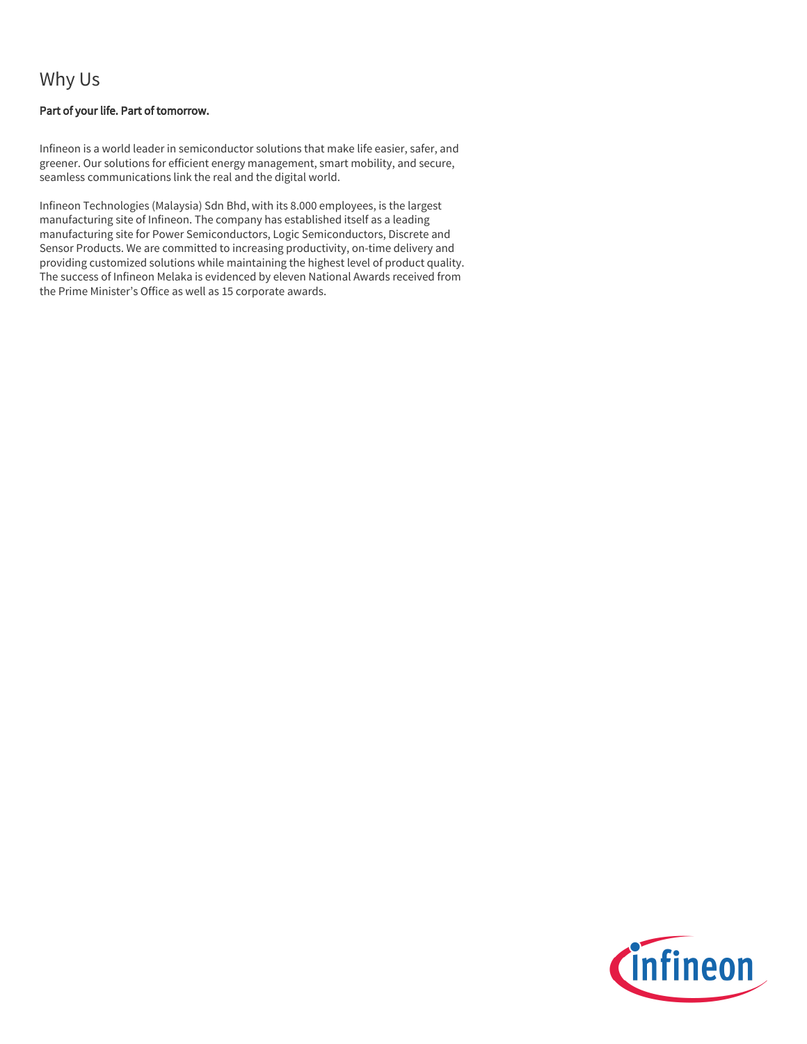## Why Us

**Part of your life. Part of tomorrow.**

Infineon is a world leader in semiconductor solutions that make life easier, safer, and greener. Our solutions for efficient energy management, smart mobility, and secure, seamless communications link the real and the digital world.

Infineon Technologies (Malaysia) Sdn Bhd, with its 8.000 employees, is the largest manufacturing site of Infineon. The company has established itself as a leading manufacturing site for Power Semiconductors, Logic Semiconductors, Discrete and Sensor Products. We are committed to increasing productivity, on-time delivery and providing customized solutions while maintaining the highest level of product quality. The success of Infineon Melaka is evidenced by eleven National Awards received from the Prime Minister's Office as well as 15 corporate awards.